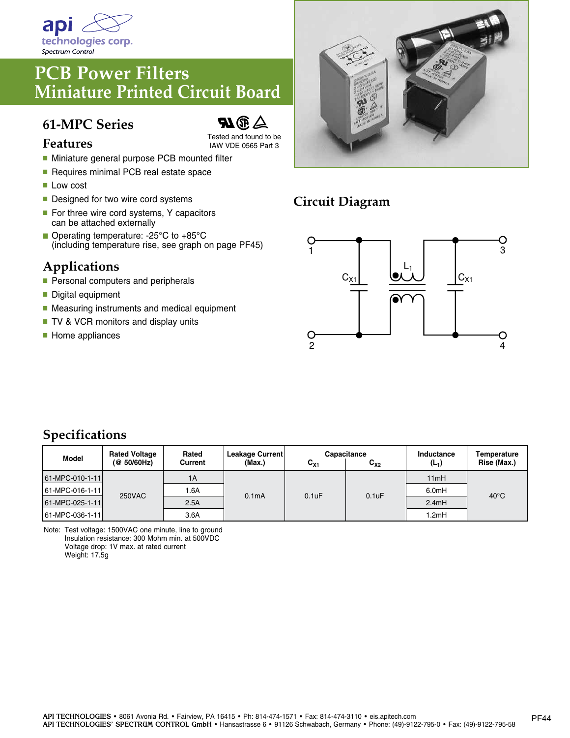api technologies corp.
Spectrum Control

# PCB Power Filters
# Miniature Printed Circuit Board

## 61-MPC Series

Tested and found to be IAW VDE 0565 Part 3

### Features

- Miniature general purpose PCB mounted filter
- Requires minimal PCB real estate space
- Low cost
- Designed for two wire cord systems
- For three wire cord systems, Y capacitors can be attached externally
- Operating temperature: -25°C to +85°C (including temperature rise, see graph on page PF45)

### Applications

- Personal computers and peripherals
- Digital equipment
- Measuring instruments and medical equipment
- TV & VCR monitors and display units
- Home appliances

## Circuit Diagram

1
3
2
4
$C_{X1}$
$L_1$
$C_{X1}$

## Specifications

| Model | Rated Voltage (@ 50/60Hz) | Rated Current | Leakage Current (Max.) | Capacitance $C_{X1}$ | Capacitance $C_{X2}$ | Inductance ($L_1$) | Temperature Rise (Max.) |
|---|---|---|---|---|---|---|---|
| 61-MPC-010-1-11 | 250VAC | 1A | 0.1mA | 0.1uF | 0.1uF | 11mH | 40°C |
| 61-MPC-016-1-11 | | 1.6A | | | | 6.0mH | |
| 61-MPC-025-1-11 | | 2.5A | | | | 2.4mH | |
| 61-MPC-036-1-11 | | 3.6A | | | | 1.2mH | |

Note: Test voltage: 1500VAC one minute, line to ground
Insulation resistance: 300 Mohm min. at 500VDC
Voltage drop: 1V max. at rated current
Weight: 17.5g

API TECHNOLOGIES • 8061 Avonia Rd. • Fairview, PA 16415 • Ph: 814-474-1571 • Fax: 814-474-3110 • eis.apitech.com
API TECHNOLOGIES' SPECTRUM CONTROL GmbH • Hansastrasse 6 • 91126 Schwabach, Germany • Phone: (49)-9122-795-0 • Fax: (49)-9122-795-58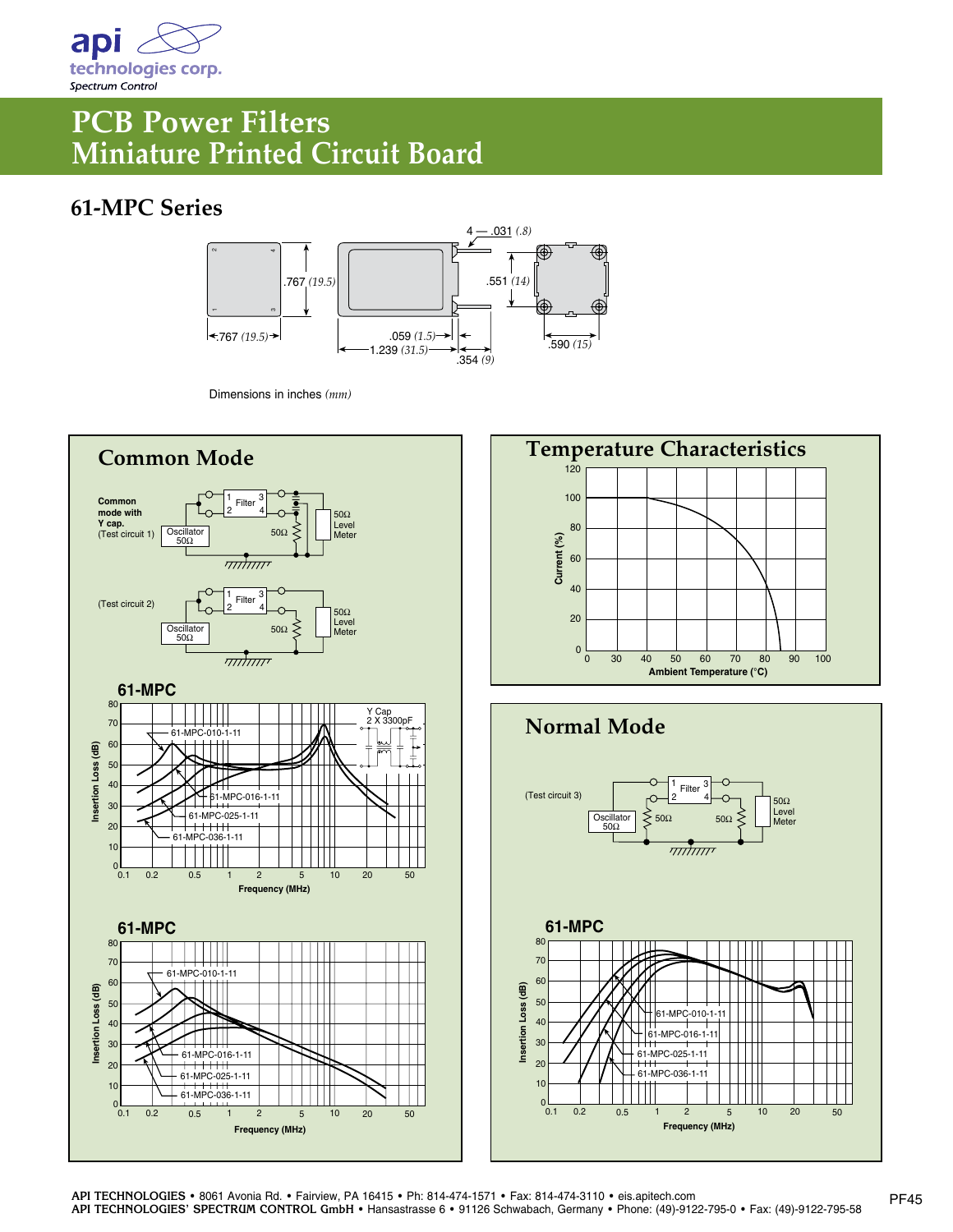# PCB Power Filters
# Miniature Printed Circuit Board

## 61-MPC Series

.767 *(19.5)*

.767 *(19.5)*

4 — .031 *(.8)*

.551 *(14)*

.059 *(1.5)*

1.239 *(31.5)*

.354 *(9)*

.590 *(15)*

Dimensions in inches *(mm)*

## Common Mode

Common mode with Y cap. (Test circuit 1)

Filter 1 2 3 4

Oscillator 50Ω

50Ω

50Ω Level Meter

(Test circuit 2)

Filter 1 2 3 4

Oscillator 50Ω

50Ω

50Ω Level Meter

### 61-MPC

Y Cap 2 X 3300pF

61-MPC-010-1-11

61-MPC-016-1-11

61-MPC-025-1-11

61-MPC-036-1-11

Insertion Loss (dB)

Frequency (MHz)

0.1 0.2 0.5 1 2 5 10 20 50

0 10 20 30 40 50 60 70 80

### 61-MPC

61-MPC-010-1-11

61-MPC-016-1-11

61-MPC-025-1-11

61-MPC-036-1-11

Insertion Loss (dB)

Frequency (MHz)

0.1 0.2 0.5 1 2 5 10 20 50

0 10 20 30 40 50 60 70 80

## Temperature Characteristics

Current (%)

Ambient Temperature (°C)

0 30 40 50 60 70 80 90 100

0 20 40 60 80 100 120

## Normal Mode

(Test circuit 3)

Filter 1 2 3 4

Oscillator 50Ω

50Ω

50Ω

50Ω Level Meter

### 61-MPC

61-MPC-010-1-11

61-MPC-016-1-11

61-MPC-025-1-11

61-MPC-036-1-11

Insertion Loss (dB)

Frequency (MHz)

0.1 0.2 0.5 1 2 5 10 20 50

0 10 20 30 40 50 60 70 80

**API TECHNOLOGIES** • 8061 Avonia Rd. • Fairview, PA 16415 • Ph: 814-474-1571 • Fax: 814-474-3110 • eis.apitech.com
**API TECHNOLOGIES' SPECTRUM CONTROL GmbH** • Hansastrasse 6 • 91126 Schwabach, Germany • Phone: (49)-9122-795-0 • Fax: (49)-9122-795-58